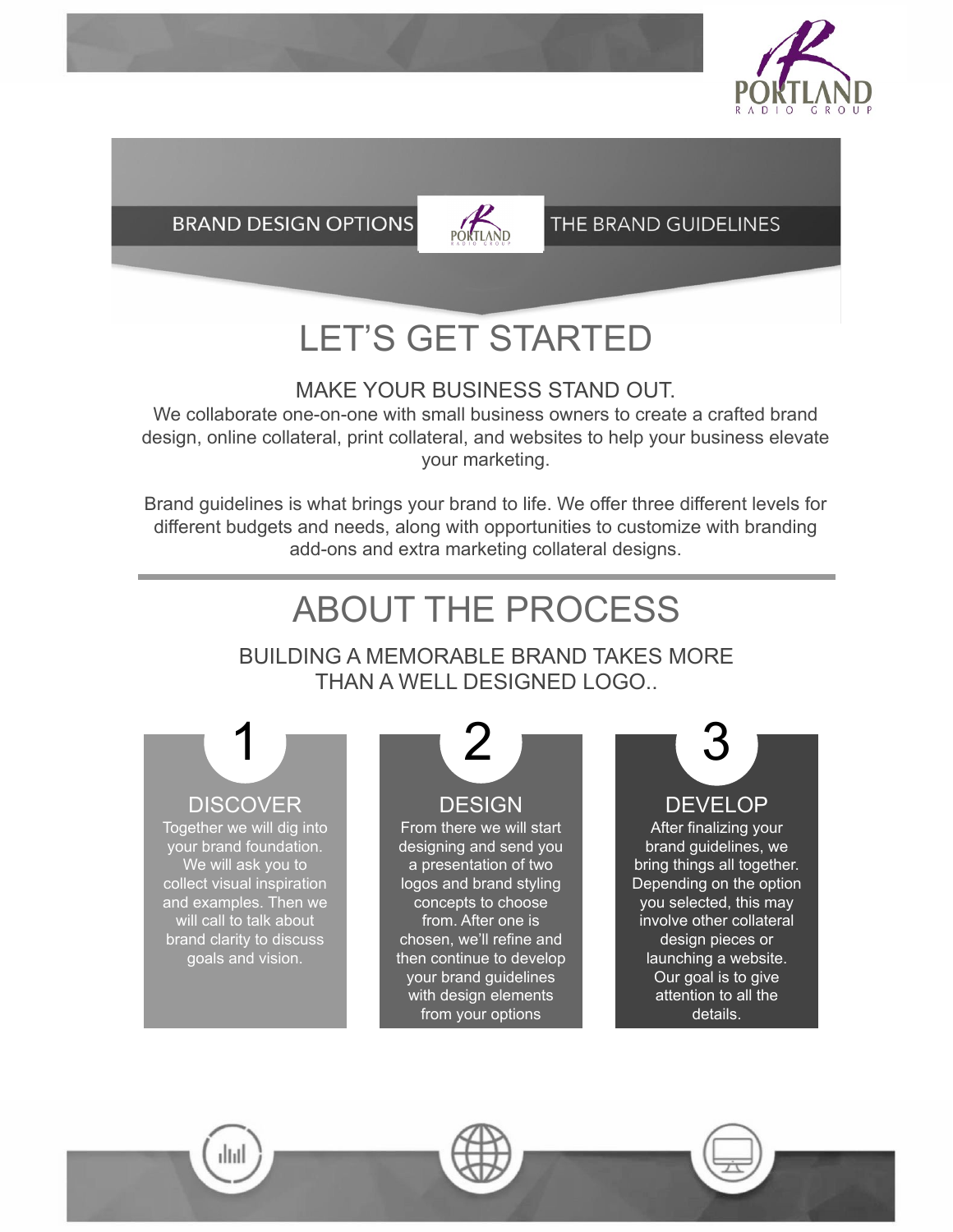BRAND DESIGN OPTIONS | THE BRAND GUIDELINES

# LET'S GET STARTED

## MAKE YOUR BUSINESS STAND OUT.

We collaborate one-on-one with small business owners to create a crafted brand design, online collateral, print collateral, and websites to help your business elevate your marketing.

Brand guidelines is what brings your brand to life. We offer three different levels for different budgets and needs, along with opportunities to customize with branding add-ons and extra marketing collateral designs.

---

# ABOUT THE PROCESS

## BUILDING A MEMORABLE BRAND TAKES MORE THAN A WELL DESIGNED LOGO..

### 1 DISCOVER

Together we will dig into your brand foundation. We will ask you to collect visual inspiration and examples. Then we will call to talk about brand clarity to discuss goals and vision.

### 2 DESIGN

From there we will start designing and send you a presentation of two logos and brand styling concepts to choose from. After one is chosen, we'll refine and then continue to develop your brand guidelines with design elements from your options

### 3 DEVELOP

After finalizing your brand guidelines, we bring things all together. Depending on the option you selected, this may involve other collateral design pieces or launching a website. Our goal is to give attention to all the details.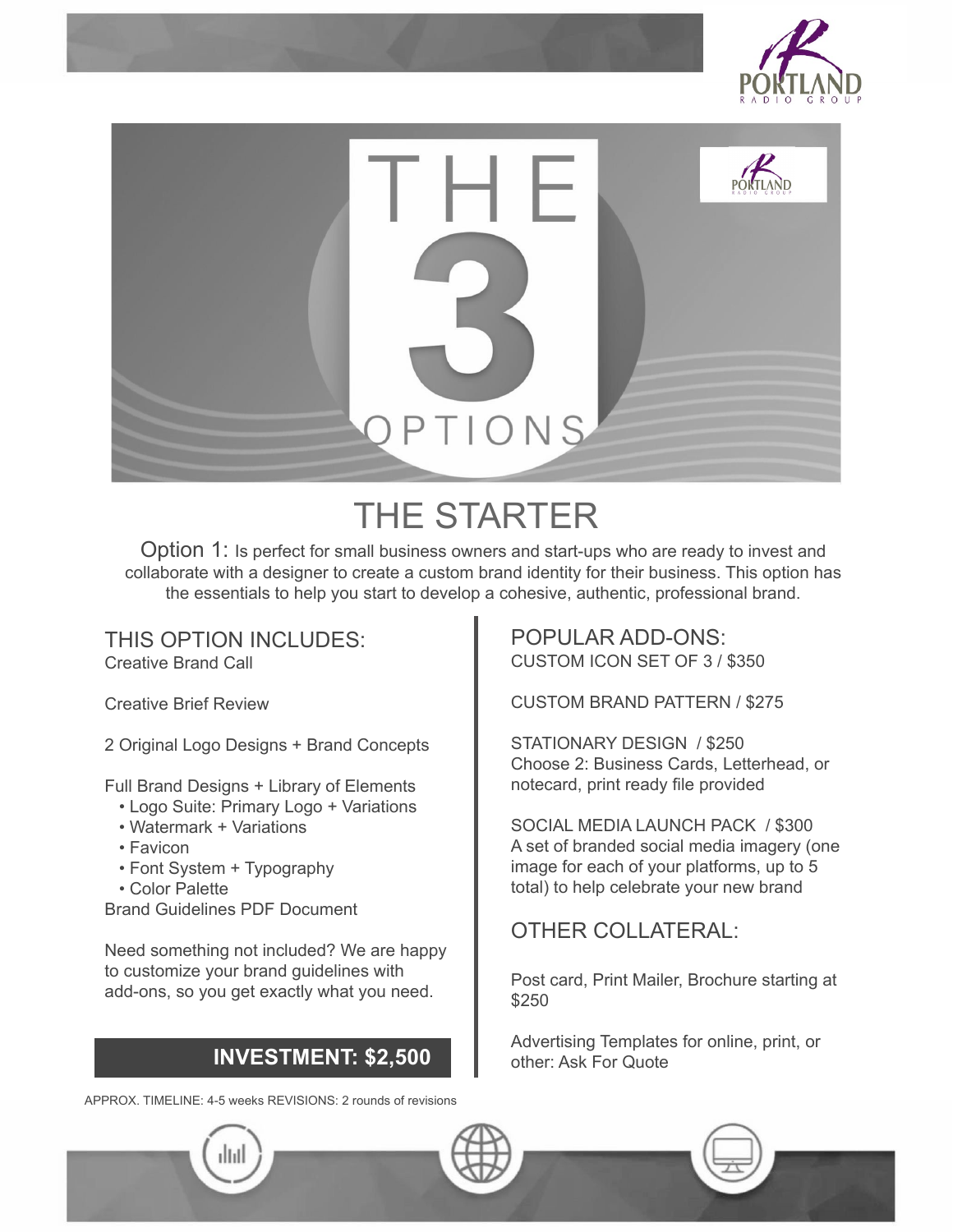# THE 3 OPTIONS

## THE STARTER

Option 1: Is perfect for small business owners and start-ups who are ready to invest and collaborate with a designer to create a custom brand identity for their business. This option has the essentials to help you start to develop a cohesive, authentic, professional brand.

### THIS OPTION INCLUDES:

Creative Brand Call

Creative Brief Review

2 Original Logo Designs + Brand Concepts

Full Brand Designs + Library of Elements
- Logo Suite: Primary Logo + Variations
- Watermark + Variations
- Favicon
- Font System + Typography
- Color Palette

Brand Guidelines PDF Document

Need something not included? We are happy to customize your brand guidelines with add-ons, so you get exactly what you need.

**INVESTMENT: $2,500**

APPROX. TIMELINE: 4-5 weeks REVISIONS: 2 rounds of revisions

### POPULAR ADD-ONS:

CUSTOM ICON SET OF 3 / $350

CUSTOM BRAND PATTERN / $275

STATIONARY DESIGN / $250
Choose 2: Business Cards, Letterhead, or notecard, print ready file provided

SOCIAL MEDIA LAUNCH PACK / $300
A set of branded social media imagery (one image for each of your platforms, up to 5 total) to help celebrate your new brand

### OTHER COLLATERAL:

Post card, Print Mailer, Brochure starting at $250

Advertising Templates for online, print, or other: Ask For Quote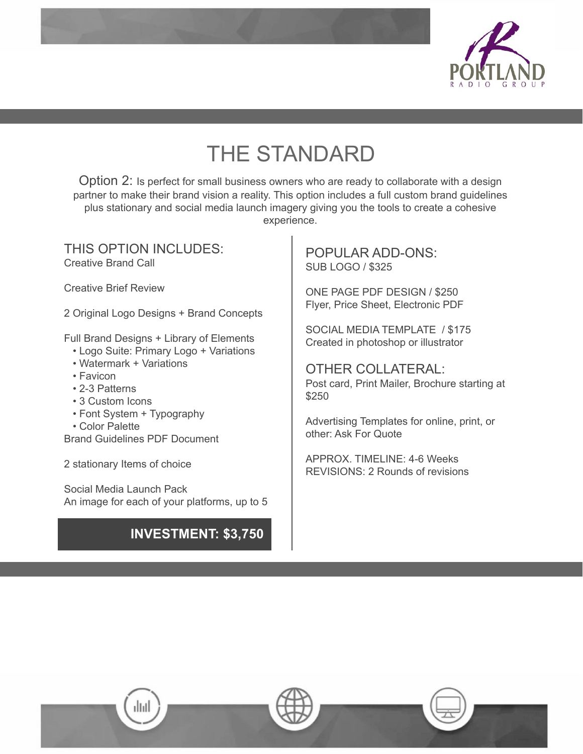# THE STANDARD

Option 2: Is perfect for small business owners who are ready to collaborate with a design partner to make their brand vision a reality. This option includes a full custom brand guidelines plus stationary and social media launch imagery giving you the tools to create a cohesive experience.

## THIS OPTION INCLUDES:

Creative Brand Call

Creative Brief Review

2 Original Logo Designs + Brand Concepts

Full Brand Designs + Library of Elements
- Logo Suite: Primary Logo + Variations
- Watermark + Variations
- Favicon
- 2-3 Patterns
- 3 Custom Icons
- Font System + Typography
- Color Palette

Brand Guidelines PDF Document

2 stationary Items of choice

Social Media Launch Pack
An image for each of your platforms, up to 5

**INVESTMENT: $3,750**

## POPULAR ADD-ONS:

SUB LOGO / $325

ONE PAGE PDF DESIGN / $250
Flyer, Price Sheet, Electronic PDF

SOCIAL MEDIA TEMPLATE / $175
Created in photoshop or illustrator

## OTHER COLLATERAL:

Post card, Print Mailer, Brochure starting at $250

Advertising Templates for online, print, or other: Ask For Quote

APPROX. TIMELINE: 4-6 Weeks
REVISIONS: 2 Rounds of revisions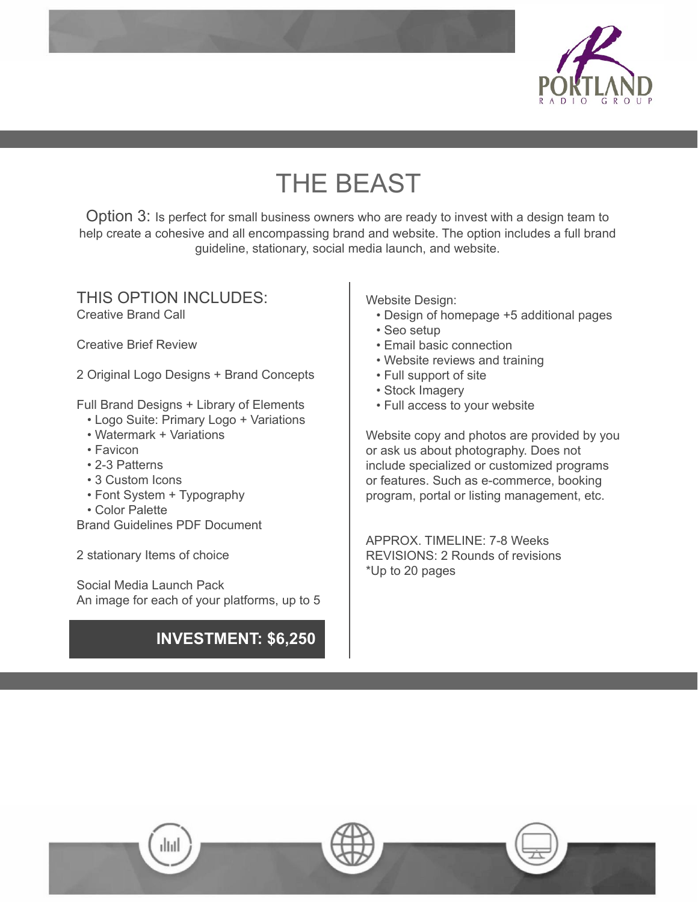# THE BEAST

Option 3: Is perfect for small business owners who are ready to invest with a design team to help create a cohesive and all encompassing brand and website. The option includes a full brand guideline, stationary, social media launch, and website.

## THIS OPTION INCLUDES:

Creative Brand Call

Creative Brief Review

2 Original Logo Designs + Brand Concepts

Full Brand Designs + Library of Elements
- Logo Suite: Primary Logo + Variations
- Watermark + Variations
- Favicon
- 2-3 Patterns
- 3 Custom Icons
- Font System + Typography
- Color Palette

Brand Guidelines PDF Document

2 stationary Items of choice

Social Media Launch Pack
An image for each of your platforms, up to 5

**INVESTMENT: $6,250**

Website Design:
- Design of homepage +5 additional pages
- Seo setup
- Email basic connection
- Website reviews and training
- Full support of site
- Stock Imagery
- Full access to your website

Website copy and photos are provided by you or ask us about photography. Does not include specialized or customized programs or features. Such as e-commerce, booking program, portal or listing management, etc.

APPROX. TIMELINE: 7-8 Weeks
REVISIONS: 2 Rounds of revisions
*Up to 20 pages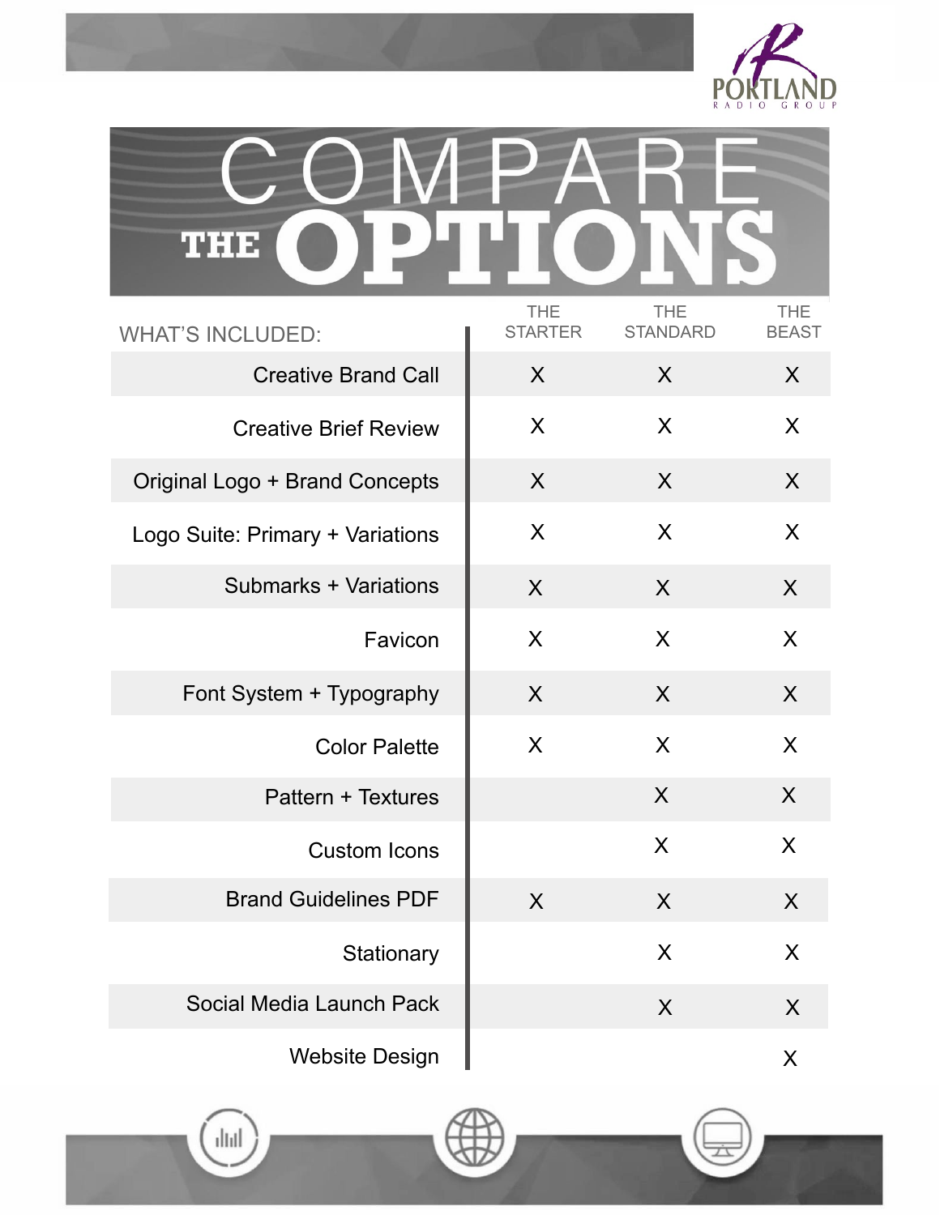# COMPARE THE OPTIONS

| WHAT'S INCLUDED: | THE STARTER | THE STANDARD | THE BEAST |
|---|---|---|---|
| Creative Brand Call | X | X | X |
| Creative Brief Review | X | X | X |
| Original Logo + Brand Concepts | X | X | X |
| Logo Suite: Primary + Variations | X | X | X |
| Submarks + Variations | X | X | X |
| Favicon | X | X | X |
| Font System + Typography | X | X | X |
| Color Palette | X | X | X |
| Pattern + Textures | | X | X |
| Custom Icons | | X | X |
| Brand Guidelines PDF | X | X | X |
| Stationary | | X | X |
| Social Media Launch Pack | | X | X |
| Website Design | | | X |